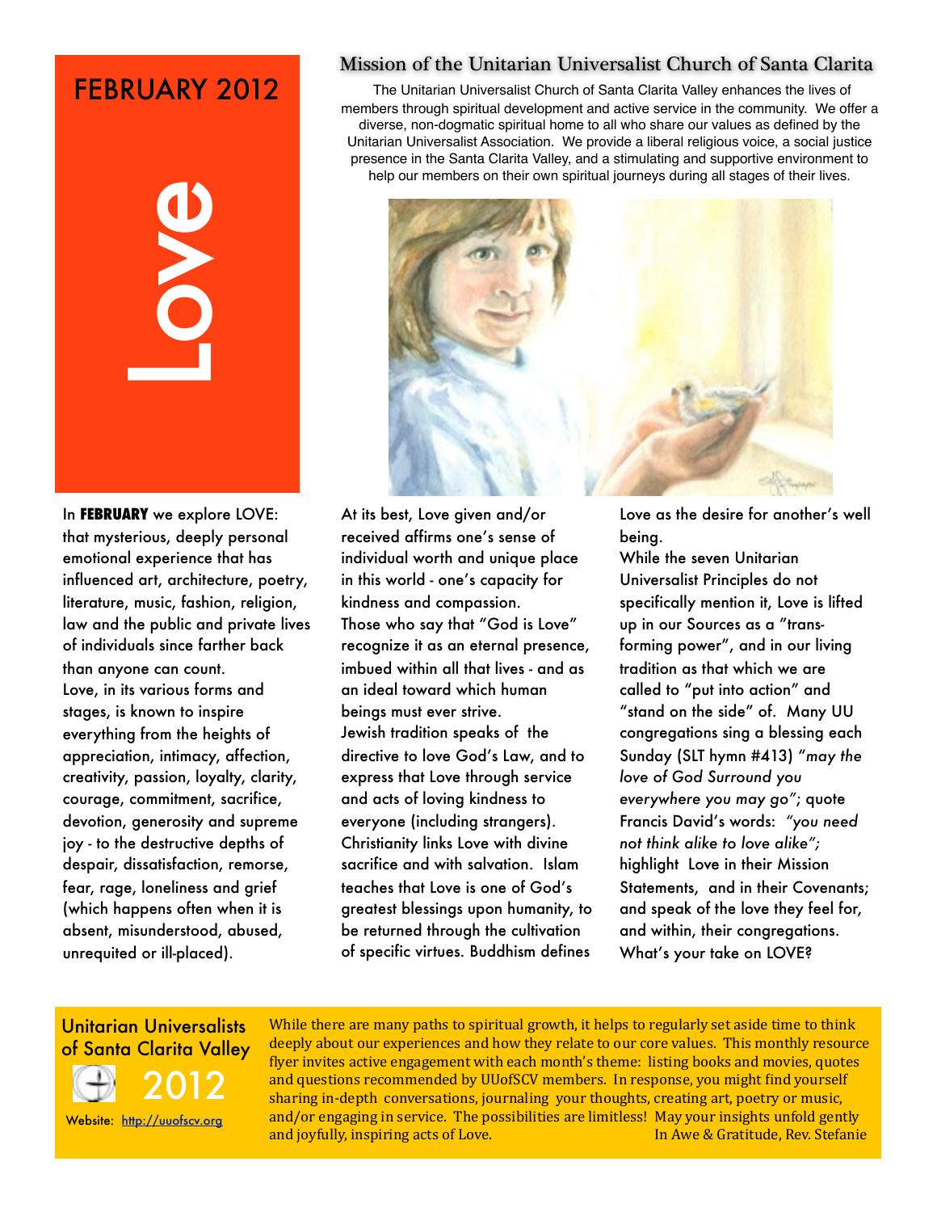# FEBRUARY 2012

# Love

## Mission of the Unitarian Universalist Church of Santa Clarita

The Unitarian Universalist Church of Santa Clarita Valley enhances the lives of members through spiritual development and active service in the community. We offer a diverse, non-dogmatic spiritual home to all who share our values as defined by the Unitarian Universalist Association. We provide a liberal religious voice, a social justice presence in the Santa Clarita Valley, and a stimulating and supportive environment to help our members on their own spiritual journeys during all stages of their lives.

In **FEBRUARY** we explore LOVE: that mysterious, deeply personal emotional experience that has influenced art, architecture, poetry, literature, music, fashion, religion, law and the public and private lives of individuals since farther back than anyone can count.

Love, in its various forms and stages, is known to inspire everything from the heights of appreciation, intimacy, affection, creativity, passion, loyalty, clarity, courage, commitment, sacrifice, devotion, generosity and supreme joy - to the destructive depths of despair, dissatisfaction, remorse, fear, rage, loneliness and grief (which happens often when it is absent, misunderstood, abused, unrequited or ill-placed).

At its best, Love given and/or received affirms one's sense of individual worth and unique place in this world - one's capacity for kindness and compassion.

Those who say that "God is Love" recognize it as an eternal presence, imbued within all that lives - and as an ideal toward which human beings must ever strive.

Jewish tradition speaks of the directive to love God's Law, and to express that Love through service and acts of loving kindness to everyone (including strangers). Christianity links Love with divine sacrifice and with salvation. Islam teaches that Love is one of God's greatest blessings upon humanity, to be returned through the cultivation of specific virtues. Buddhism defines Love as the desire for another's well being.

While the seven Unitarian Universalist Principles do not specifically mention it, Love is lifted up in our Sources as a "transforming power", and in our living tradition as that which we are called to "put into action" and "stand on the side" of. Many UU congregations sing a blessing each Sunday (SLT hymn #413) "*may the love of God Surround you everywhere you may go*"; quote Francis David's words: *"you need not think alike to love alike";* highlight Love in their Mission Statements, and in their Covenants; and speak of the love they feel for, and within, their congregations. What's your take on LOVE?

Unitarian Universalists of Santa Clarita Valley

2012

Website: http://uuofscv.org

While there are many paths to spiritual growth, it helps to regularly set aside time to think deeply about our experiences and how they relate to our core values. This monthly resource flyer invites active engagement with each month's theme: listing books and movies, quotes and questions recommended by UUofSCV members. In response, you might find yourself sharing in-depth conversations, journaling your thoughts, creating art, poetry or music, and/or engaging in service. The possibilities are limitless! May your insights unfold gently and joyfully, inspiring acts of Love.

In Awe & Gratitude, Rev. Stefanie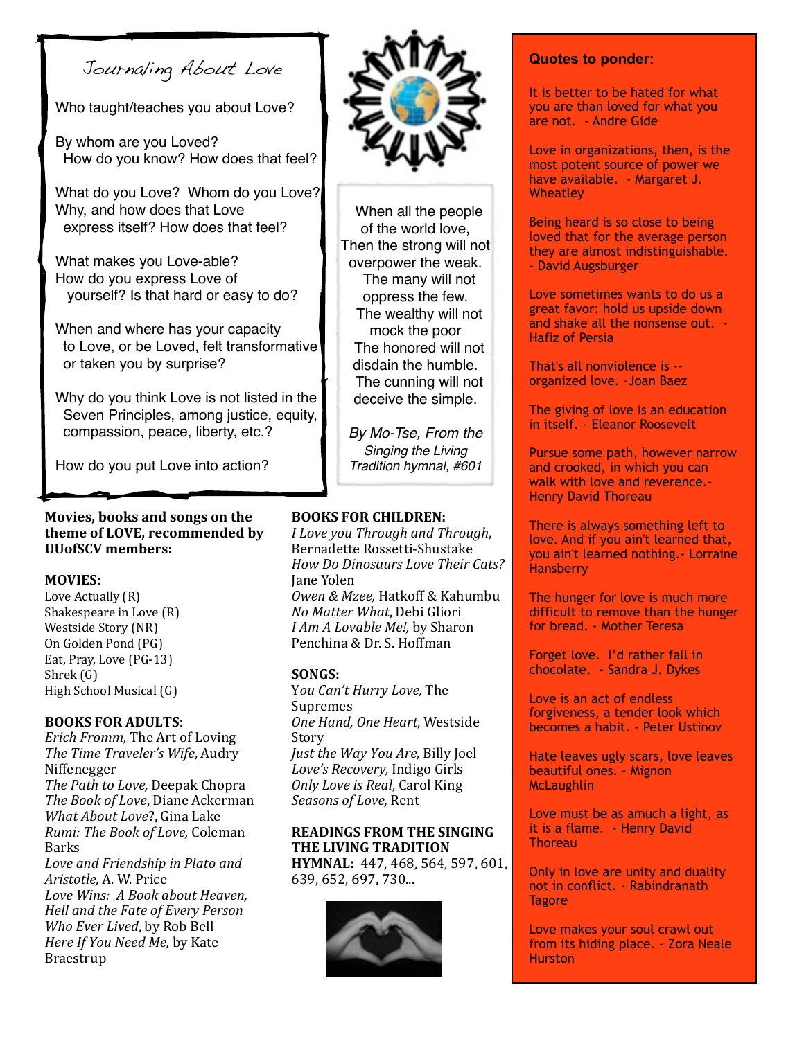## Journaling About Love

Who taught/teaches you about Love?

By whom are you Loved?
How do you know? How does that feel?

What do you Love? Whom do you Love?
Why, and how does that Love express itself? How does that feel?

What makes you Love-able?
How do you express Love of yourself? Is that hard or easy to do?

When and where has your capacity to Love, or be Loved, felt transformative or taken you by surprise?

Why do you think Love is not listed in the Seven Principles, among justice, equity, compassion, peace, liberty, etc.?

How do you put Love into action?

When all the people
of the world love,
Then the strong will not
overpower the weak.
The many will not
oppress the few.
The wealthy will not
mock the poor
The honored will not
disdain the humble.
The cunning will not
deceive the simple.

*By Mo-Tse, From the Singing the Living Tradition hymnal, #601*

**Movies, books and songs on the theme of LOVE, recommended by UUofSCV members:**

**MOVIES:**

Love Actually (R)
Shakespeare in Love (R)
Westside Story (NR)
On Golden Pond (PG)
Eat, Pray, Love (PG-13)
Shrek (G)
High School Musical (G)

**BOOKS FOR ADULTS:**

*Erich Fromm,* The Art of Loving
*The Time Traveler's Wife*, Audry Niffenegger
*The Path to Love,* Deepak Chopra
*The Book of Love*, Diane Ackerman
*What About Love*?, Gina Lake
*Rumi: The Book of Love,* Coleman Barks
*Love and Friendship in Plato and Aristotle,* A. W. Price
*Love Wins: A Book about Heaven, Hell and the Fate of Every Person Who Ever Lived*, by Rob Bell
*Here If You Need Me,* by Kate Braestrup

**BOOKS FOR CHILDREN:**

*I Love you Through and Through*, Bernadette Rossetti-Shustake
*How Do Dinosaurs Love Their Cats?* Jane Yolen
*Owen & Mzee,* Hatkoff & Kahumbu
*No Matter What*, Debi Gliori
*I Am A Lovable Me!,* by Sharon Penchina & Dr. S. Hoffman

**SONGS:**

*You Can't Hurry Love,* The Supremes
*One Hand, One Heart*, Westside Story
*Just the Way You Are*, Billy Joel
*Love's Recovery,* Indigo Girls
*Only Love is Real*, Carol King
*Seasons of Love,* Rent

**READINGS FROM THE SINGING THE LIVING TRADITION HYMNAL:** 447, 468, 564, 597, 601, 639, 652, 697, 730...

**Quotes to ponder:**

It is better to be hated for what you are than loved for what you are not. - Andre Gide

Love in organizations, then, is the most potent source of power we have available. - Margaret J. Wheatley

Being heard is so close to being loved that for the average person they are almost indistinguishable. - David Augsburger

Love sometimes wants to do us a great favor: hold us upside down and shake all the nonsense out. - Hafiz of Persia

That's all nonviolence is -- organized love. -Joan Baez

The giving of love is an education in itself. - Eleanor Roosevelt

Pursue some path, however narrow and crooked, in which you can walk with love and reverence.- Henry David Thoreau

There is always something left to love. And if you ain't learned that, you ain't learned nothing.- Lorraine Hansberry

The hunger for love is much more difficult to remove than the hunger for bread. - Mother Teresa

Forget love. I'd rather fall in chocolate. - Sandra J. Dykes

Love is an act of endless forgiveness, a tender look which becomes a habit. - Peter Ustinov

Hate leaves ugly scars, love leaves beautiful ones. - Mignon McLaughlin

Love must be as amuch a light, as it is a flame. - Henry David Thoreau

Only in love are unity and duality not in conflict. - Rabindranath Tagore

Love makes your soul crawl out from its hiding place. - Zora Neale Hurston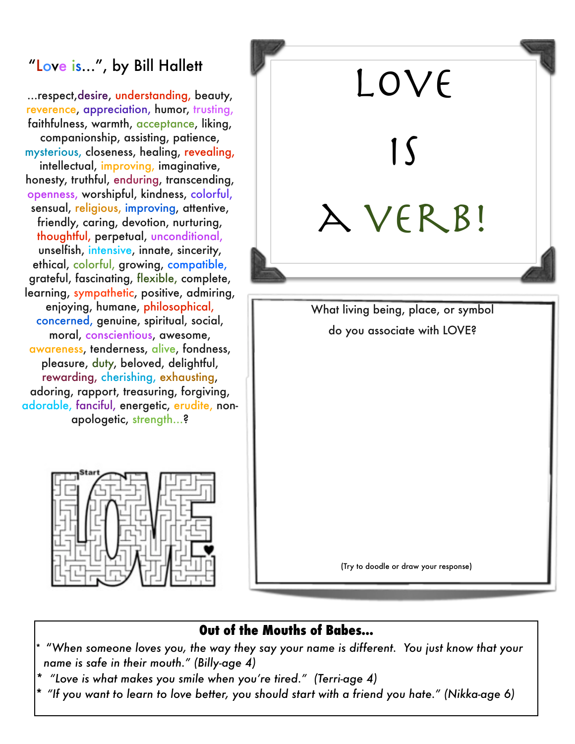## "Love is...", by Bill Hallett

...respect, desire, understanding, beauty, reverence, appreciation, humor, trusting, faithfulness, warmth, acceptance, liking, companionship, assisting, patience, mysterious, closeness, healing, revealing, intellectual, improving, imaginative, honesty, truthful, enduring, transcending, openness, worshipful, kindness, colorful, sensual, religious, improving, attentive, friendly, caring, devotion, nurturing, thoughtful, perpetual, unconditional, unselfish, intensive, innate, sincerity, ethical, colorful, growing, compatible, grateful, fascinating, flexible, complete, learning, sympathetic, positive, admiring, enjoying, humane, philosophical, concerned, genuine, spiritual, social, moral, conscientious, awesome, awareness, tenderness, alive, fondness, pleasure, duty, beloved, delightful, rewarding, cherishing, exhausting, adoring, rapport, treasuring, forgiving, adorable, fanciful, energetic, erudite, non-apologetic, strength...?

Start

# LOVE IS A VERB!

What living being, place, or symbol do you associate with LOVE?

(Try to doodle or draw your response)

### Out of the Mouths of Babes...

- *"When someone loves you, the way they say your name is different. You just know that your name is safe in their mouth." (Billy-age 4)*
- *"Love is what makes you smile when you're tired." (Terri-age 4)*
- *"If you want to learn to love better, you should start with a friend you hate." (Nikka-age 6)*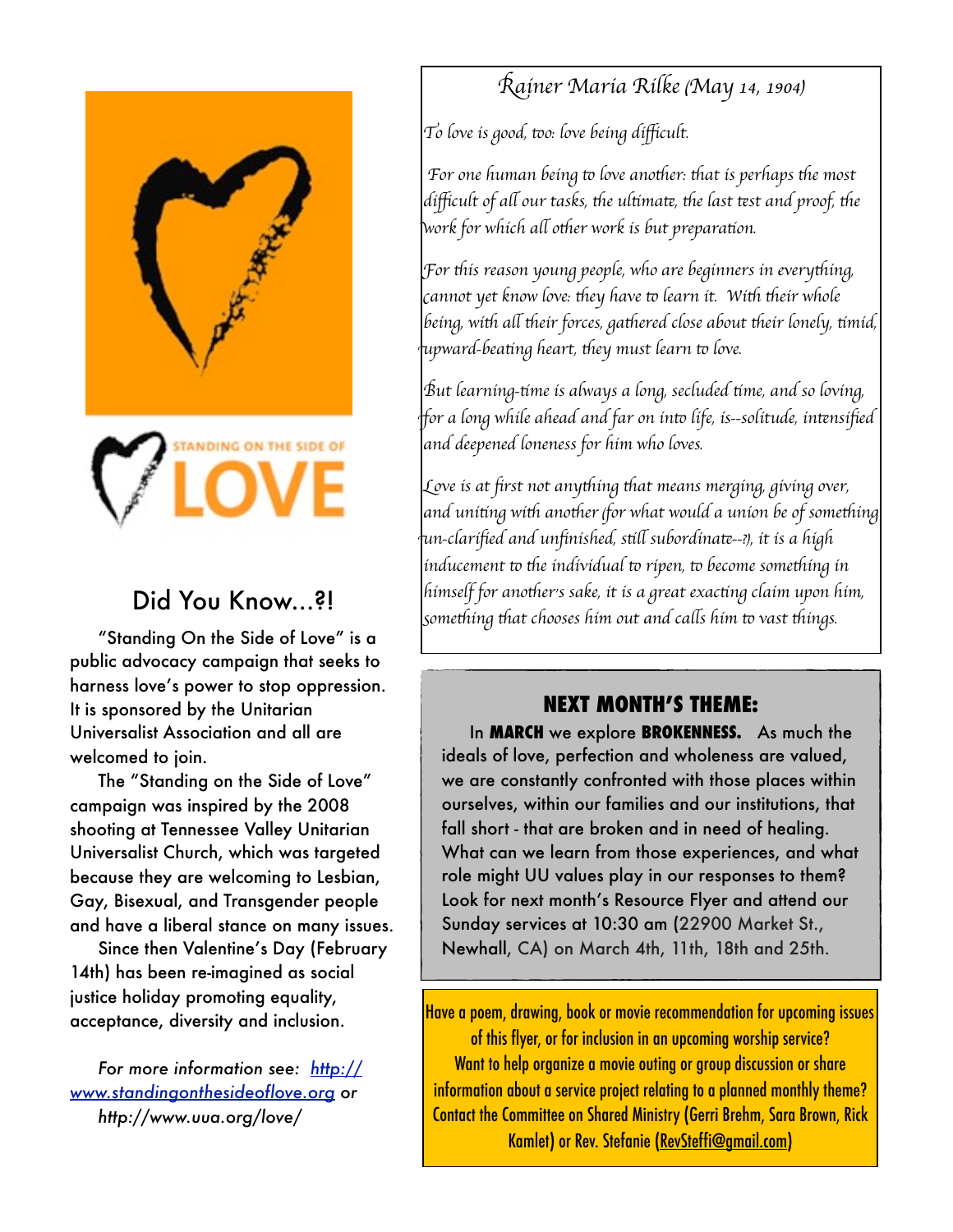STANDING ON THE SIDE OF LOVE

## Did You Know...?!

"Standing On the Side of Love" is a public advocacy campaign that seeks to harness love's power to stop oppression. It is sponsored by the Unitarian Universalist Association and all are welcomed to join.

The "Standing on the Side of Love" campaign was inspired by the 2008 shooting at Tennessee Valley Unitarian Universalist Church, which was targeted because they are welcoming to Lesbian, Gay, Bisexual, and Transgender people and have a liberal stance on many issues.

Since then Valentine's Day (February 14th) has been re-imagined as social justice holiday promoting equality, acceptance, diversity and inclusion.

*For more information see:* [*http://www.standingonthesideoflove.org*](http://www.standingonthesideoflove.org) *or http://www.uua.org/love/*

## Rainer Maria Rilke (May 14, 1904)

*To love is good, too: love being difficult.*

*For one human being to love another: that is perhaps the most difficult of all our tasks, the ultimate, the last test and proof, the work for which all other work is but preparation.*

*For this reason young people, who are beginners in everything, cannot yet know love: they have to learn it. With their whole being, with all their forces, gathered close about their lonely, timid, upward-beating heart, they must learn to love.*

*But learning-time is always a long, secluded time, and so loving, for a long while ahead and far on into life, is--solitude, intensified and deepened loneness for him who loves.*

*Love is at first not anything that means merging, giving over, and uniting with another (for what would a union be of something un-clarified and unfinished, still subordinate--?), it is a high inducement to the individual to ripen, to become something in himself for another's sake, it is a great exacting claim upon him, something that chooses him out and calls him to vast things.*

## NEXT MONTH'S THEME:

In **MARCH** we explore **BROKENNESS.** As much the ideals of love, perfection and wholeness are valued, we are constantly confronted with those places within ourselves, within our families and our institutions, that fall short - that are broken and in need of healing. What can we learn from those experiences, and what role might UU values play in our responses to them? Look for next month's Resource Flyer and attend our Sunday services at 10:30 am (22900 Market St., Newhall, CA) on March 4th, 11th, 18th and 25th.

Have a poem, drawing, book or movie recommendation for upcoming issues of this flyer, or for inclusion in an upcoming worship service? Want to help organize a movie outing or group discussion or share information about a service project relating to a planned monthly theme? Contact the Committee on Shared Ministry (Gerri Brehm, Sara Brown, Rick Kamlet) or Rev. Stefanie ([RevSteffi@gmail.com](mailto:RevSteffi@gmail.com))